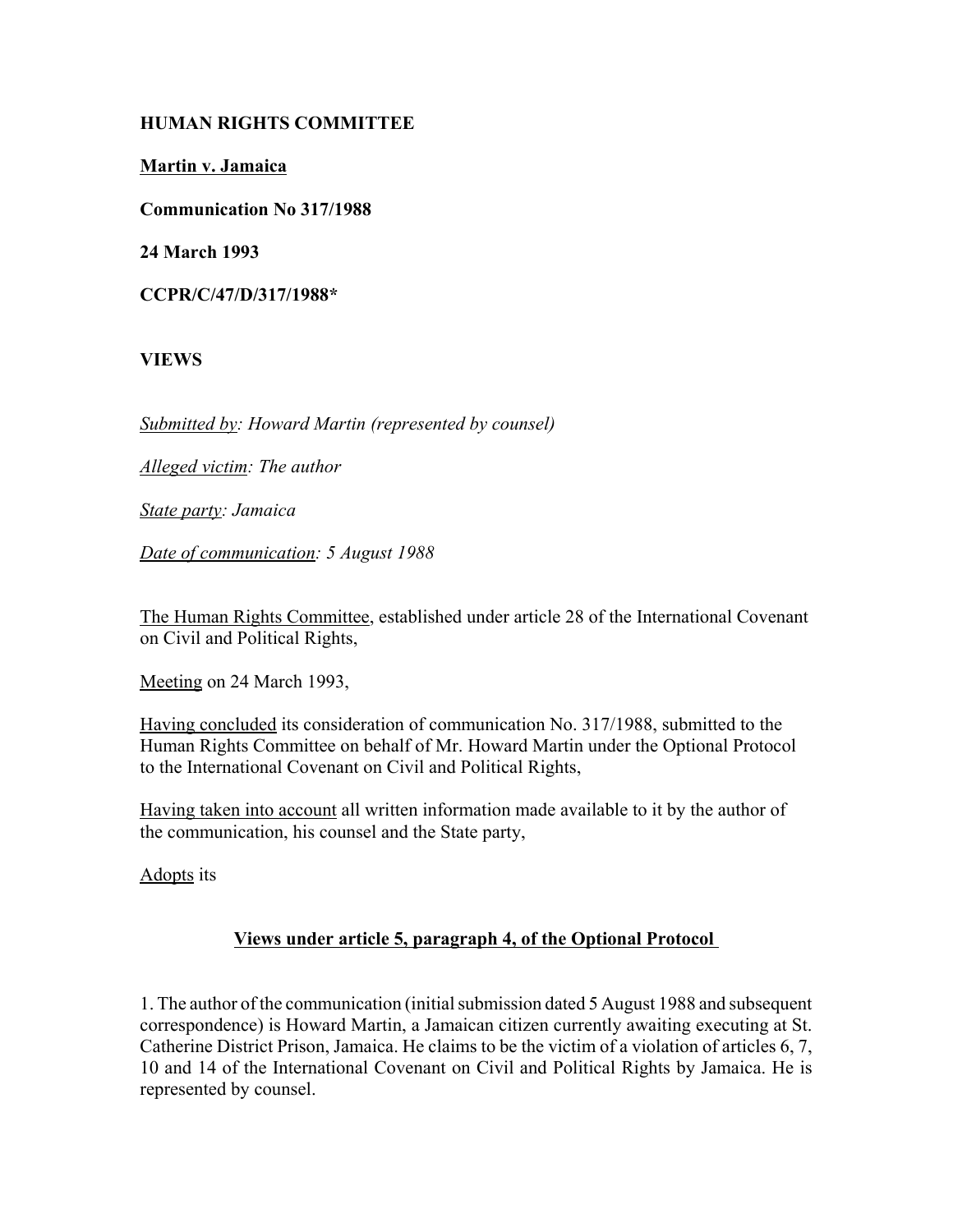**HUMAN RIGHTS COMMITTEE**

**Martin v. Jamaica**

**Communication No 317/1988**

**24 March 1993**

**CCPR/C/47/D/317/1988***

**VIEWS**

*Submitted by: Howard Martin (represented by counsel)*

*Alleged victim: The author*

*State party: Jamaica*

*Date of communication: 5 August 1988*

The Human Rights Committee, established under article 28 of the International Covenant on Civil and Political Rights,

Meeting on 24 March 1993,

Having concluded its consideration of communication No. 317/1988, submitted to the Human Rights Committee on behalf of Mr. Howard Martin under the Optional Protocol to the International Covenant on Civil and Political Rights,

Having taken into account all written information made available to it by the author of the communication, his counsel and the State party,

Adopts its

## Views under article 5, paragraph 4, of the Optional Protocol

1. The author of the communication (initial submission dated 5 August 1988 and subsequent correspondence) is Howard Martin, a Jamaican citizen currently awaiting executing at St. Catherine District Prison, Jamaica. He claims to be the victim of a violation of articles 6, 7, 10 and 14 of the International Covenant on Civil and Political Rights by Jamaica. He is represented by counsel.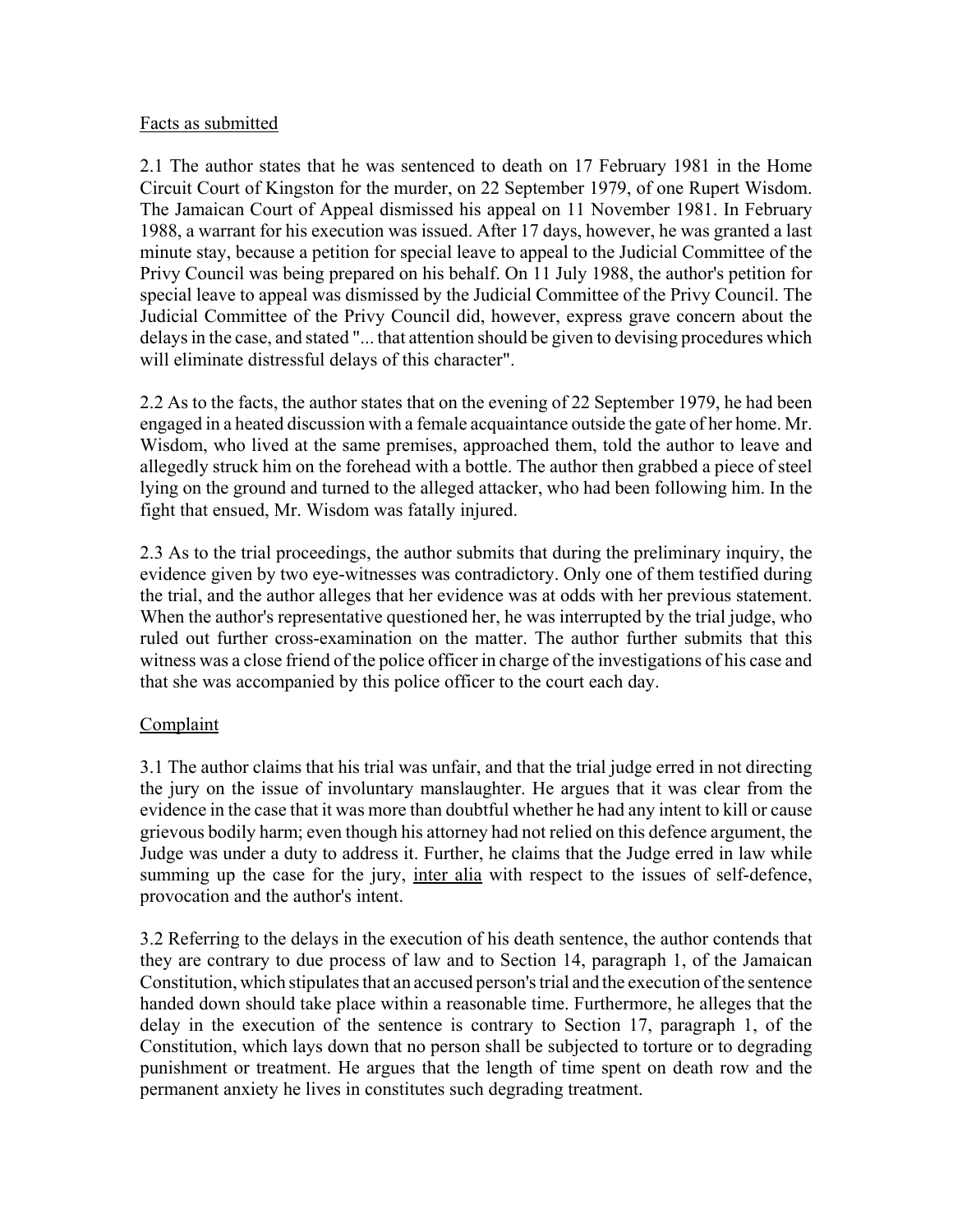Facts as submitted

2.1 The author states that he was sentenced to death on 17 February 1981 in the Home Circuit Court of Kingston for the murder, on 22 September 1979, of one Rupert Wisdom. The Jamaican Court of Appeal dismissed his appeal on 11 November 1981. In February 1988, a warrant for his execution was issued. After 17 days, however, he was granted a last minute stay, because a petition for special leave to appeal to the Judicial Committee of the Privy Council was being prepared on his behalf. On 11 July 1988, the author's petition for special leave to appeal was dismissed by the Judicial Committee of the Privy Council. The Judicial Committee of the Privy Council did, however, express grave concern about the delays in the case, and stated "... that attention should be given to devising procedures which will eliminate distressful delays of this character".

2.2 As to the facts, the author states that on the evening of 22 September 1979, he had been engaged in a heated discussion with a female acquaintance outside the gate of her home. Mr. Wisdom, who lived at the same premises, approached them, told the author to leave and allegedly struck him on the forehead with a bottle. The author then grabbed a piece of steel lying on the ground and turned to the alleged attacker, who had been following him. In the fight that ensued, Mr. Wisdom was fatally injured.

2.3 As to the trial proceedings, the author submits that during the preliminary inquiry, the evidence given by two eye-witnesses was contradictory. Only one of them testified during the trial, and the author alleges that her evidence was at odds with her previous statement. When the author's representative questioned her, he was interrupted by the trial judge, who ruled out further cross-examination on the matter. The author further submits that this witness was a close friend of the police officer in charge of the investigations of his case and that she was accompanied by this police officer to the court each day.

Complaint

3.1 The author claims that his trial was unfair, and that the trial judge erred in not directing the jury on the issue of involuntary manslaughter. He argues that it was clear from the evidence in the case that it was more than doubtful whether he had any intent to kill or cause grievous bodily harm; even though his attorney had not relied on this defence argument, the Judge was under a duty to address it. Further, he claims that the Judge erred in law while summing up the case for the jury, inter alia with respect to the issues of self-defence, provocation and the author's intent.

3.2 Referring to the delays in the execution of his death sentence, the author contends that they are contrary to due process of law and to Section 14, paragraph 1, of the Jamaican Constitution, which stipulates that an accused person's trial and the execution of the sentence handed down should take place within a reasonable time. Furthermore, he alleges that the delay in the execution of the sentence is contrary to Section 17, paragraph 1, of the Constitution, which lays down that no person shall be subjected to torture or to degrading punishment or treatment. He argues that the length of time spent on death row and the permanent anxiety he lives in constitutes such degrading treatment.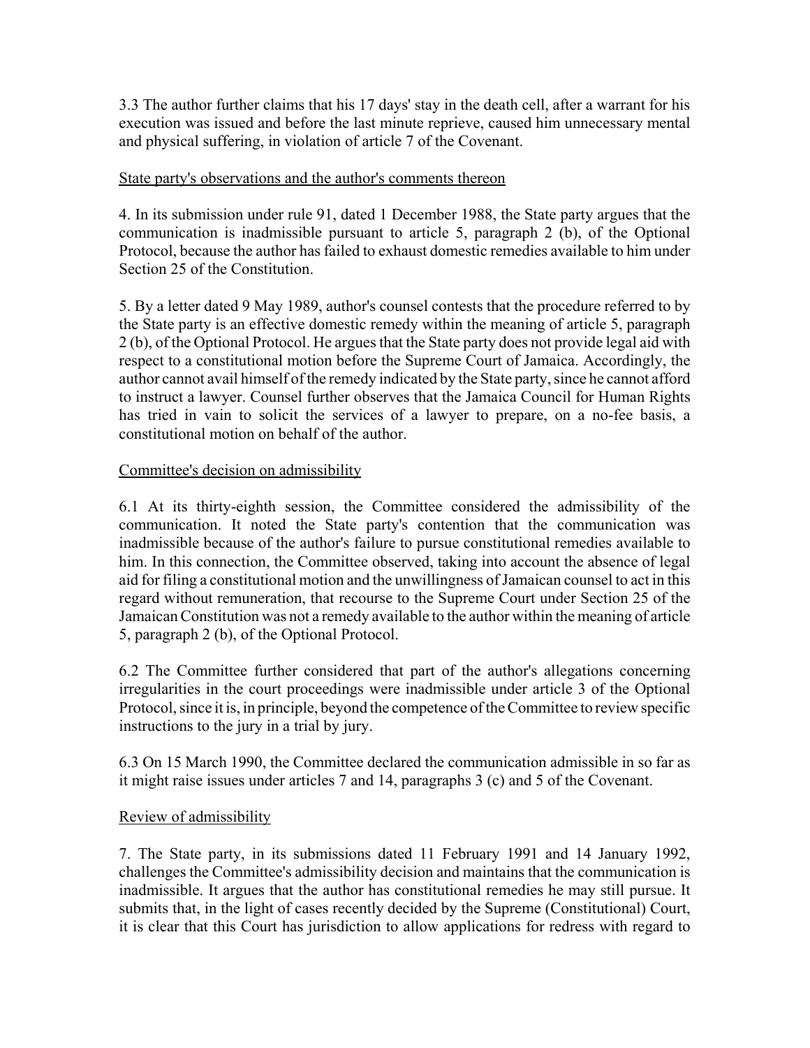3.3 The author further claims that his 17 days' stay in the death cell, after a warrant for his execution was issued and before the last minute reprieve, caused him unnecessary mental and physical suffering, in violation of article 7 of the Covenant.

State party's observations and the author's comments thereon

4. In its submission under rule 91, dated 1 December 1988, the State party argues that the communication is inadmissible pursuant to article 5, paragraph 2 (b), of the Optional Protocol, because the author has failed to exhaust domestic remedies available to him under Section 25 of the Constitution.

5. By a letter dated 9 May 1989, author's counsel contests that the procedure referred to by the State party is an effective domestic remedy within the meaning of article 5, paragraph 2 (b), of the Optional Protocol. He argues that the State party does not provide legal aid with respect to a constitutional motion before the Supreme Court of Jamaica. Accordingly, the author cannot avail himself of the remedy indicated by the State party, since he cannot afford to instruct a lawyer. Counsel further observes that the Jamaica Council for Human Rights has tried in vain to solicit the services of a lawyer to prepare, on a no-fee basis, a constitutional motion on behalf of the author.

Committee's decision on admissibility

6.1 At its thirty-eighth session, the Committee considered the admissibility of the communication. It noted the State party's contention that the communication was inadmissible because of the author's failure to pursue constitutional remedies available to him. In this connection, the Committee observed, taking into account the absence of legal aid for filing a constitutional motion and the unwillingness of Jamaican counsel to act in this regard without remuneration, that recourse to the Supreme Court under Section 25 of the Jamaican Constitution was not a remedy available to the author within the meaning of article 5, paragraph 2 (b), of the Optional Protocol.

6.2 The Committee further considered that part of the author's allegations concerning irregularities in the court proceedings were inadmissible under article 3 of the Optional Protocol, since it is, in principle, beyond the competence of the Committee to review specific instructions to the jury in a trial by jury.

6.3 On 15 March 1990, the Committee declared the communication admissible in so far as it might raise issues under articles 7 and 14, paragraphs 3 (c) and 5 of the Covenant.

Review of admissibility

7. The State party, in its submissions dated 11 February 1991 and 14 January 1992, challenges the Committee's admissibility decision and maintains that the communication is inadmissible. It argues that the author has constitutional remedies he may still pursue. It submits that, in the light of cases recently decided by the Supreme (Constitutional) Court, it is clear that this Court has jurisdiction to allow applications for redress with regard to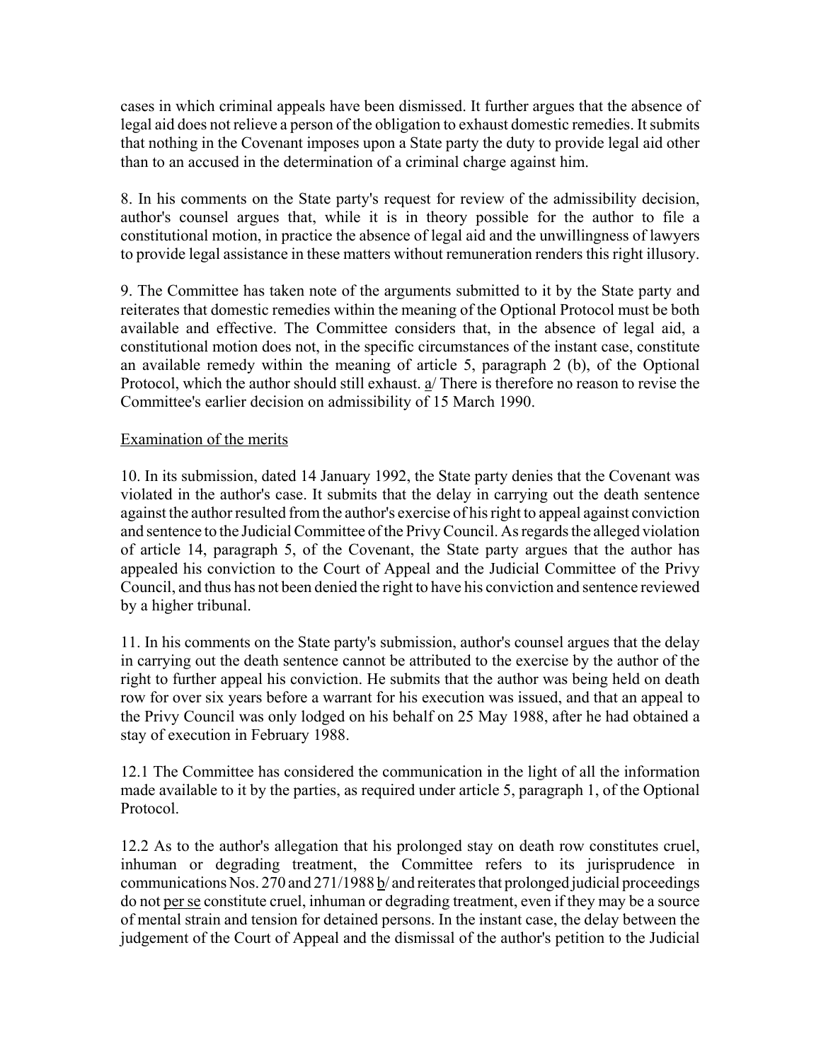cases in which criminal appeals have been dismissed. It further argues that the absence of legal aid does not relieve a person of the obligation to exhaust domestic remedies. It submits that nothing in the Covenant imposes upon a State party the duty to provide legal aid other than to an accused in the determination of a criminal charge against him.

8. In his comments on the State party's request for review of the admissibility decision, author's counsel argues that, while it is in theory possible for the author to file a constitutional motion, in practice the absence of legal aid and the unwillingness of lawyers to provide legal assistance in these matters without remuneration renders this right illusory.

9. The Committee has taken note of the arguments submitted to it by the State party and reiterates that domestic remedies within the meaning of the Optional Protocol must be both available and effective. The Committee considers that, in the absence of legal aid, a constitutional motion does not, in the specific circumstances of the instant case, constitute an available remedy within the meaning of article 5, paragraph 2 (b), of the Optional Protocol, which the author should still exhaust. a/ There is therefore no reason to revise the Committee's earlier decision on admissibility of 15 March 1990.

Examination of the merits

10. In its submission, dated 14 January 1992, the State party denies that the Covenant was violated in the author's case. It submits that the delay in carrying out the death sentence against the author resulted from the author's exercise of his right to appeal against conviction and sentence to the Judicial Committee of the Privy Council. As regards the alleged violation of article 14, paragraph 5, of the Covenant, the State party argues that the author has appealed his conviction to the Court of Appeal and the Judicial Committee of the Privy Council, and thus has not been denied the right to have his conviction and sentence reviewed by a higher tribunal.

11. In his comments on the State party's submission, author's counsel argues that the delay in carrying out the death sentence cannot be attributed to the exercise by the author of the right to further appeal his conviction. He submits that the author was being held on death row for over six years before a warrant for his execution was issued, and that an appeal to the Privy Council was only lodged on his behalf on 25 May 1988, after he had obtained a stay of execution in February 1988.

12.1 The Committee has considered the communication in the light of all the information made available to it by the parties, as required under article 5, paragraph 1, of the Optional Protocol.

12.2 As to the author's allegation that his prolonged stay on death row constitutes cruel, inhuman or degrading treatment, the Committee refers to its jurisprudence in communications Nos. 270 and 271/1988 b/ and reiterates that prolonged judicial proceedings do not per se constitute cruel, inhuman or degrading treatment, even if they may be a source of mental strain and tension for detained persons. In the instant case, the delay between the judgement of the Court of Appeal and the dismissal of the author's petition to the Judicial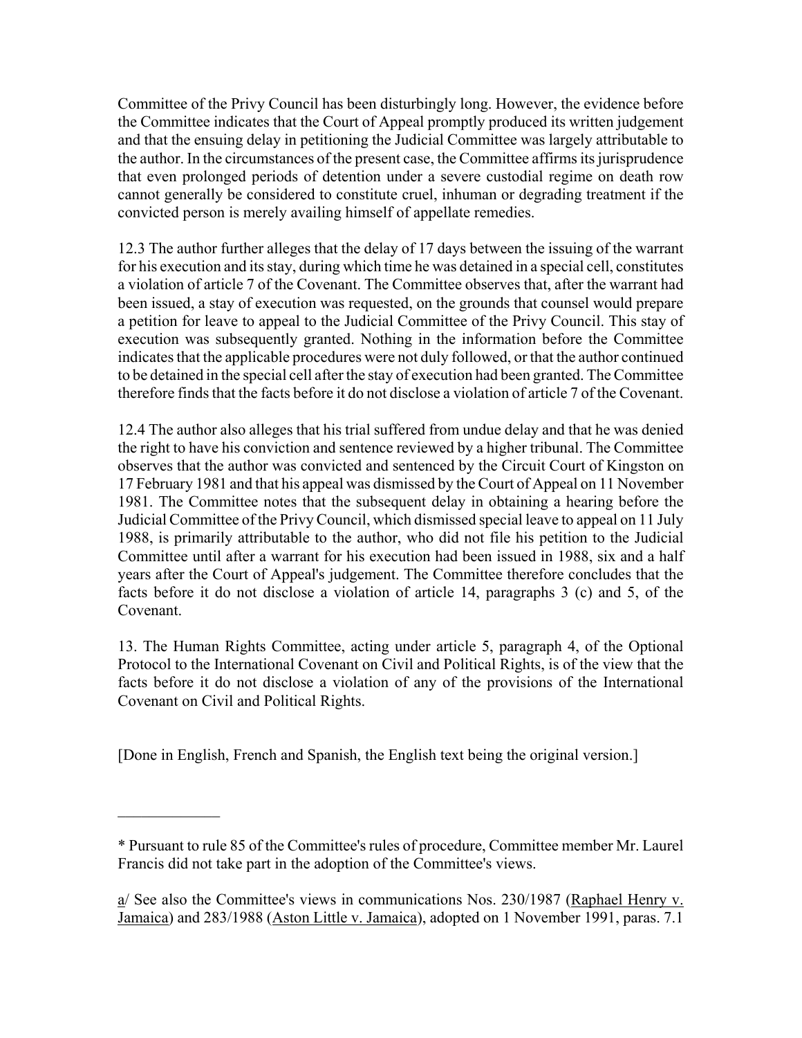Committee of the Privy Council has been disturbingly long. However, the evidence before the Committee indicates that the Court of Appeal promptly produced its written judgement and that the ensuing delay in petitioning the Judicial Committee was largely attributable to the author. In the circumstances of the present case, the Committee affirms its jurisprudence that even prolonged periods of detention under a severe custodial regime on death row cannot generally be considered to constitute cruel, inhuman or degrading treatment if the convicted person is merely availing himself of appellate remedies.

12.3 The author further alleges that the delay of 17 days between the issuing of the warrant for his execution and its stay, during which time he was detained in a special cell, constitutes a violation of article 7 of the Covenant. The Committee observes that, after the warrant had been issued, a stay of execution was requested, on the grounds that counsel would prepare a petition for leave to appeal to the Judicial Committee of the Privy Council. This stay of execution was subsequently granted. Nothing in the information before the Committee indicates that the applicable procedures were not duly followed, or that the author continued to be detained in the special cell after the stay of execution had been granted. The Committee therefore finds that the facts before it do not disclose a violation of article 7 of the Covenant.

12.4 The author also alleges that his trial suffered from undue delay and that he was denied the right to have his conviction and sentence reviewed by a higher tribunal. The Committee observes that the author was convicted and sentenced by the Circuit Court of Kingston on 17 February 1981 and that his appeal was dismissed by the Court of Appeal on 11 November 1981. The Committee notes that the subsequent delay in obtaining a hearing before the Judicial Committee of the Privy Council, which dismissed special leave to appeal on 11 July 1988, is primarily attributable to the author, who did not file his petition to the Judicial Committee until after a warrant for his execution had been issued in 1988, six and a half years after the Court of Appeal's judgement. The Committee therefore concludes that the facts before it do not disclose a violation of article 14, paragraphs 3 (c) and 5, of the Covenant.

13. The Human Rights Committee, acting under article 5, paragraph 4, of the Optional Protocol to the International Covenant on Civil and Political Rights, is of the view that the facts before it do not disclose a violation of any of the provisions of the International Covenant on Civil and Political Rights.

[Done in English, French and Spanish, the English text being the original version.]

---

* Pursuant to rule 85 of the Committee's rules of procedure, Committee member Mr. Laurel Francis did not take part in the adoption of the Committee's views.

a/ See also the Committee's views in communications Nos. 230/1987 (Raphael Henry v. Jamaica) and 283/1988 (Aston Little v. Jamaica), adopted on 1 November 1991, paras. 7.1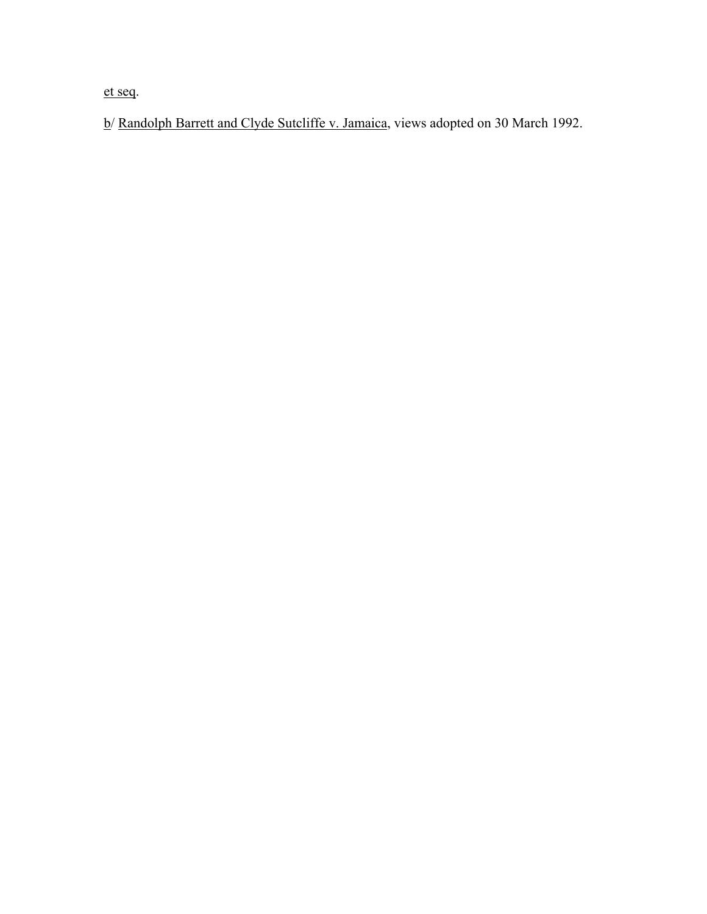<u>et seq</u>.

<u>b</u>/ <u>Randolph Barrett and Clyde Sutcliffe v. Jamaica</u>, views adopted on 30 March 1992.